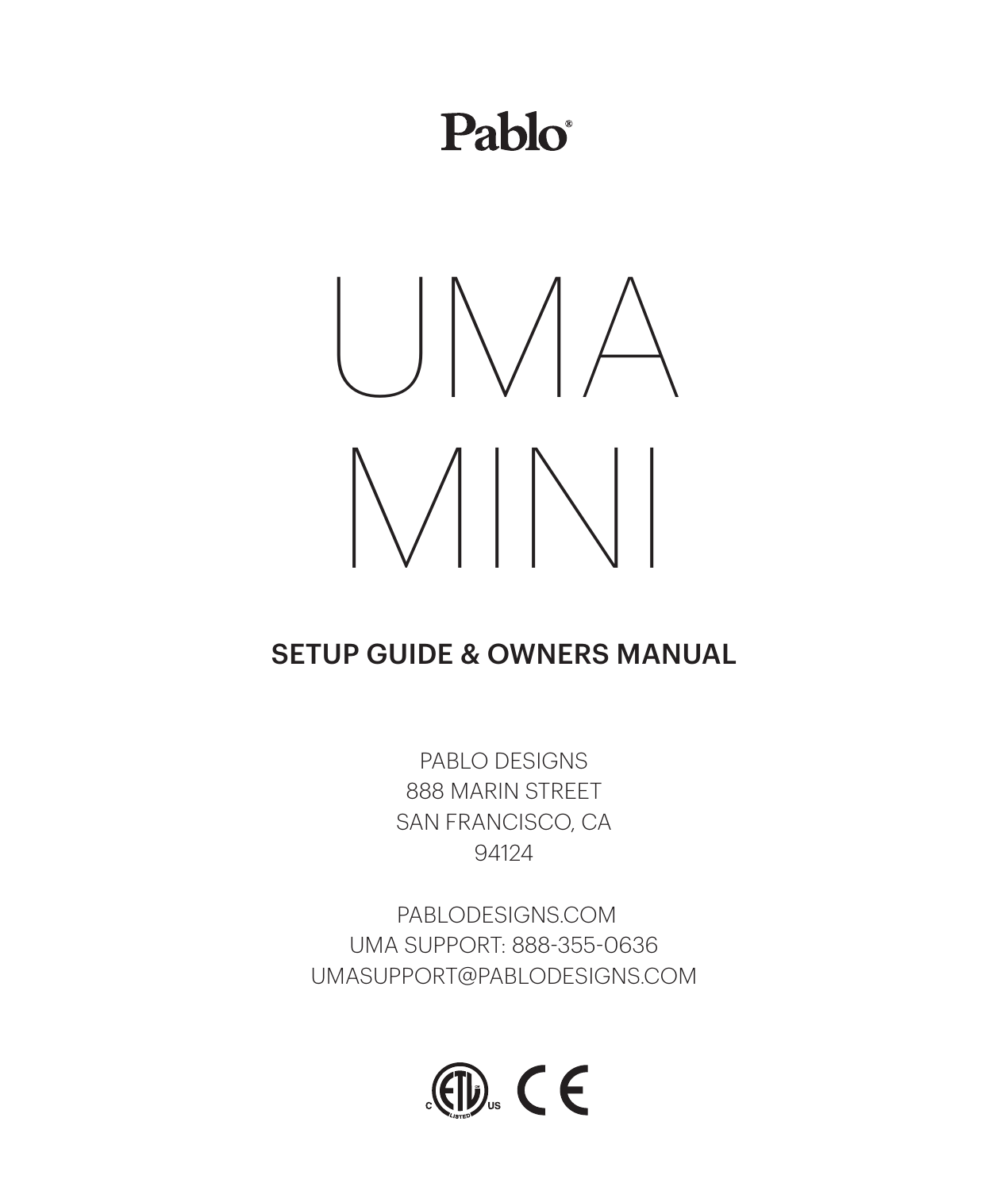Pablo®

# UMA MINI

## SETUP GUIDE & OWNERS MANUAL

PABLO DESIGNS
888 MARIN STREET
SAN FRANCISCO, CA
94124

PABLODESIGNS.COM
UMA SUPPORT: 888-355-0636
UMASUPPORT@PABLODESIGNS.COM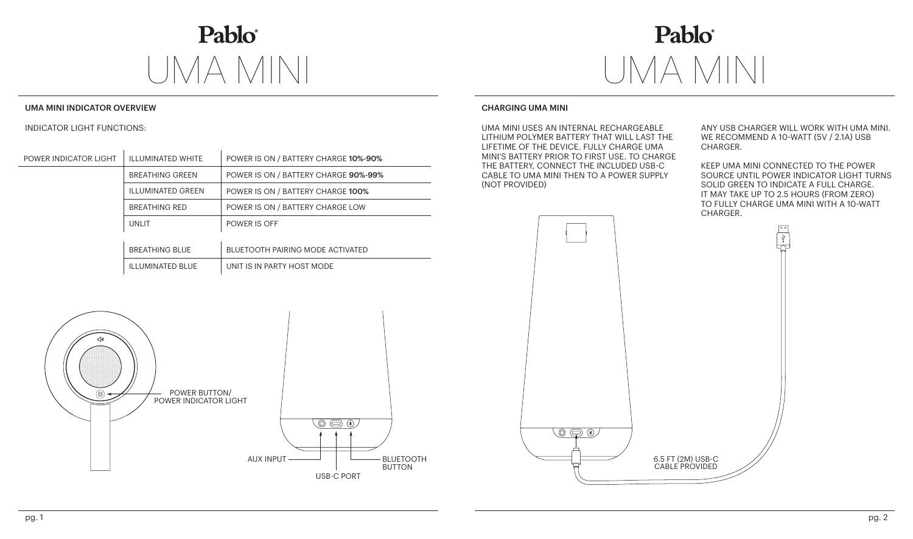# Pablo UMA MINI

## UMA MINI INDICATOR OVERVIEW

INDICATOR LIGHT FUNCTIONS:

| | | |
|---|---|---|
| POWER INDICATOR LIGHT | ILLUMINATED WHITE | POWER IS ON / BATTERY CHARGE **10%-90%** |
| | BREATHING GREEN | POWER IS ON / BATTERY CHARGE **90%-99%** |
| | ILLUMINATED GREEN | POWER IS ON / BATTERY CHARGE **100%** |
| | BREATHING RED | POWER IS ON / BATTERY CHARGE LOW |
| | UNLIT | POWER IS OFF |
| | BREATHING BLUE | BLUETOOTH PAIRING MODE ACTIVATED |
| | ILLUMINATED BLUE | UNIT IS IN PARTY HOST MODE |

POWER BUTTON/ POWER INDICATOR LIGHT

AUX INPUT

USB-C PORT

BLUETOOTH BUTTON

# Pablo UMA MINI

## CHARGING UMA MINI

UMA MINI USES AN INTERNAL RECHARGEABLE LITHIUM POLYMER BATTERY THAT WILL LAST THE LIFETIME OF THE DEVICE. FULLY CHARGE UMA MINI'S BATTERY PRIOR TO FIRST USE. TO CHARGE THE BATTERY, CONNECT THE INCLUDED USB-C CABLE TO UMA MINI THEN TO A POWER SUPPLY (NOT PROVIDED)

ANY USB CHARGER WILL WORK WITH UMA MINI. WE RECOMMEND A 10-WATT (5V / 2.1A) USB CHARGER.

KEEP UMA MINI CONNECTED TO THE POWER SOURCE UNTIL POWER INDICATOR LIGHT TURNS SOLID GREEN TO INDICATE A FULL CHARGE. IT MAY TAKE UP TO 2.5 HOURS (FROM ZERO) TO FULLY CHARGE UMA MINI WITH A 10-WATT CHARGER.

6.5 FT (2M) USB-C CABLE PROVIDED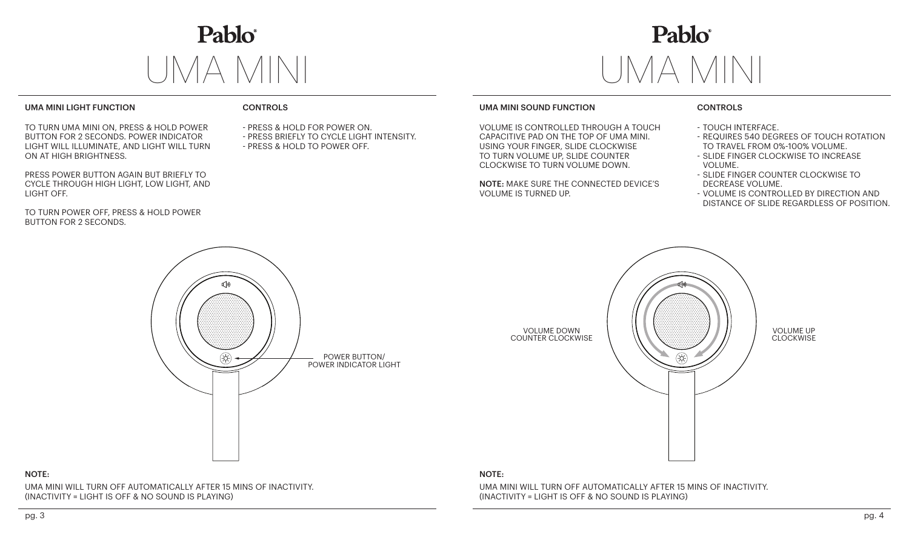# Pablo
# UMA MINI

**UMA MINI LIGHT FUNCTION**

TO TURN UMA MINI ON, PRESS & HOLD POWER BUTTON FOR 2 SECONDS. POWER INDICATOR LIGHT WILL ILLUMINATE, AND LIGHT WILL TURN ON AT HIGH BRIGHTNESS.

PRESS POWER BUTTON AGAIN BUT BRIEFLY TO CYCLE THROUGH HIGH LIGHT, LOW LIGHT, AND LIGHT OFF.

TO TURN POWER OFF, PRESS & HOLD POWER BUTTON FOR 2 SECONDS.

**CONTROLS**

- PRESS & HOLD FOR POWER ON.
- PRESS BRIEFLY TO CYCLE LIGHT INTENSITY.
- PRESS & HOLD TO POWER OFF.

POWER BUTTON/ POWER INDICATOR LIGHT

**NOTE:**

UMA MINI WILL TURN OFF AUTOMATICALLY AFTER 15 MINS OF INACTIVITY. (INACTIVITY = LIGHT IS OFF & NO SOUND IS PLAYING)

# Pablo
# UMA MINI

**UMA MINI SOUND FUNCTION**

VOLUME IS CONTROLLED THROUGH A TOUCH CAPACITIVE PAD ON THE TOP OF UMA MINI. USING YOUR FINGER, SLIDE CLOCKWISE TO TURN VOLUME UP, SLIDE COUNTER CLOCKWISE TO TURN VOLUME DOWN.

**NOTE:** MAKE SURE THE CONNECTED DEVICE'S VOLUME IS TURNED UP.

**CONTROLS**

- TOUCH INTERFACE.
- REQUIRES 540 DEGREES OF TOUCH ROTATION TO TRAVEL FROM 0%-100% VOLUME.
- SLIDE FINGER CLOCKWISE TO INCREASE VOLUME.
- SLIDE FINGER COUNTER CLOCKWISE TO DECREASE VOLUME.
- VOLUME IS CONTROLLED BY DIRECTION AND DISTANCE OF SLIDE REGARDLESS OF POSITION.

VOLUME DOWN COUNTER CLOCKWISE

VOLUME UP CLOCKWISE

**NOTE:**

UMA MINI WILL TURN OFF AUTOMATICALLY AFTER 15 MINS OF INACTIVITY. (INACTIVITY = LIGHT IS OFF & NO SOUND IS PLAYING)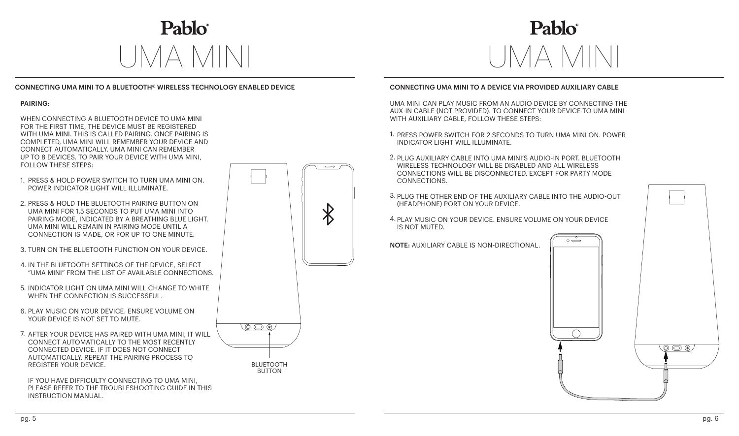# Pablo®
# UMA MINI

### CONNECTING UMA MINI TO A BLUETOOTH® WIRELESS TECHNOLOGY ENABLED DEVICE

**PAIRING:**

WHEN CONNECTING A BLUETOOTH DEVICE TO UMA MINI FOR THE FIRST TIME, THE DEVICE MUST BE REGISTERED WITH UMA MINI. THIS IS CALLED PAIRING. ONCE PAIRING IS COMPLETED, UMA MINI WILL REMEMBER YOUR DEVICE AND CONNECT AUTOMATICALLY. UMA MINI CAN REMEMBER UP TO 8 DEVICES. TO PAIR YOUR DEVICE WITH UMA MINI, FOLLOW THESE STEPS:

1. PRESS & HOLD POWER SWITCH TO TURN UMA MINI ON. POWER INDICATOR LIGHT WILL ILLUMINATE.
2. PRESS & HOLD THE BLUETOOTH PAIRING BUTTON ON UMA MINI FOR 1.5 SECONDS TO PUT UMA MINI INTO PAIRING MODE, INDICATED BY A BREATHING BLUE LIGHT. UMA MINI WILL REMAIN IN PAIRING MODE UNTIL A CONNECTION IS MADE, OR FOR UP TO ONE MINUTE.
3. TURN ON THE BLUETOOTH FUNCTION ON YOUR DEVICE.
4. IN THE BLUETOOTH SETTINGS OF THE DEVICE, SELECT "UMA MINI" FROM THE LIST OF AVAILABLE CONNECTIONS.
5. INDICATOR LIGHT ON UMA MINI WILL CHANGE TO WHITE WHEN THE CONNECTION IS SUCCESSFUL.
6. PLAY MUSIC ON YOUR DEVICE. ENSURE VOLUME ON YOUR DEVICE IS NOT SET TO MUTE.
7. AFTER YOUR DEVICE HAS PAIRED WITH UMA MINI, IT WILL CONNECT AUTOMATICALLY TO THE MOST RECENTLY CONNECTED DEVICE. IF IT DOES NOT CONNECT AUTOMATICALLY, REPEAT THE PAIRING PROCESS TO REGISTER YOUR DEVICE.

IF YOU HAVE DIFFICULTY CONNECTING TO UMA MINI, PLEASE REFER TO THE TROUBLESHOOTING GUIDE IN THIS INSTRUCTION MANUAL.

BLUETOOTH BUTTON

# Pablo®
# UMA MINI

### CONNECTING UMA MINI TO A DEVICE VIA PROVIDED AUXILIARY CABLE

UMA MINI CAN PLAY MUSIC FROM AN AUDIO DEVICE BY CONNECTING THE AUX-IN CABLE (NOT PROVIDED). TO CONNECT YOUR DEVICE TO UMA MINI WITH AUXILIARY CABLE, FOLLOW THESE STEPS:

1. PRESS POWER SWITCH FOR 2 SECONDS TO TURN UMA MINI ON. POWER INDICATOR LIGHT WILL ILLUMINATE.
2. PLUG AUXILIARY CABLE INTO UMA MINI'S AUDIO-IN PORT. BLUETOOTH WIRELESS TECHNOLOGY WILL BE DISABLED AND ALL WIRELESS CONNECTIONS WILL BE DISCONNECTED, EXCEPT FOR PARTY MODE CONNECTIONS.
3. PLUG THE OTHER END OF THE AUXILIARY CABLE INTO THE AUDIO-OUT (HEADPHONE) PORT ON YOUR DEVICE.
4. PLAY MUSIC ON YOUR DEVICE. ENSURE VOLUME ON YOUR DEVICE IS NOT MUTED.

**NOTE:** AUXILIARY CABLE IS NON-DIRECTIONAL.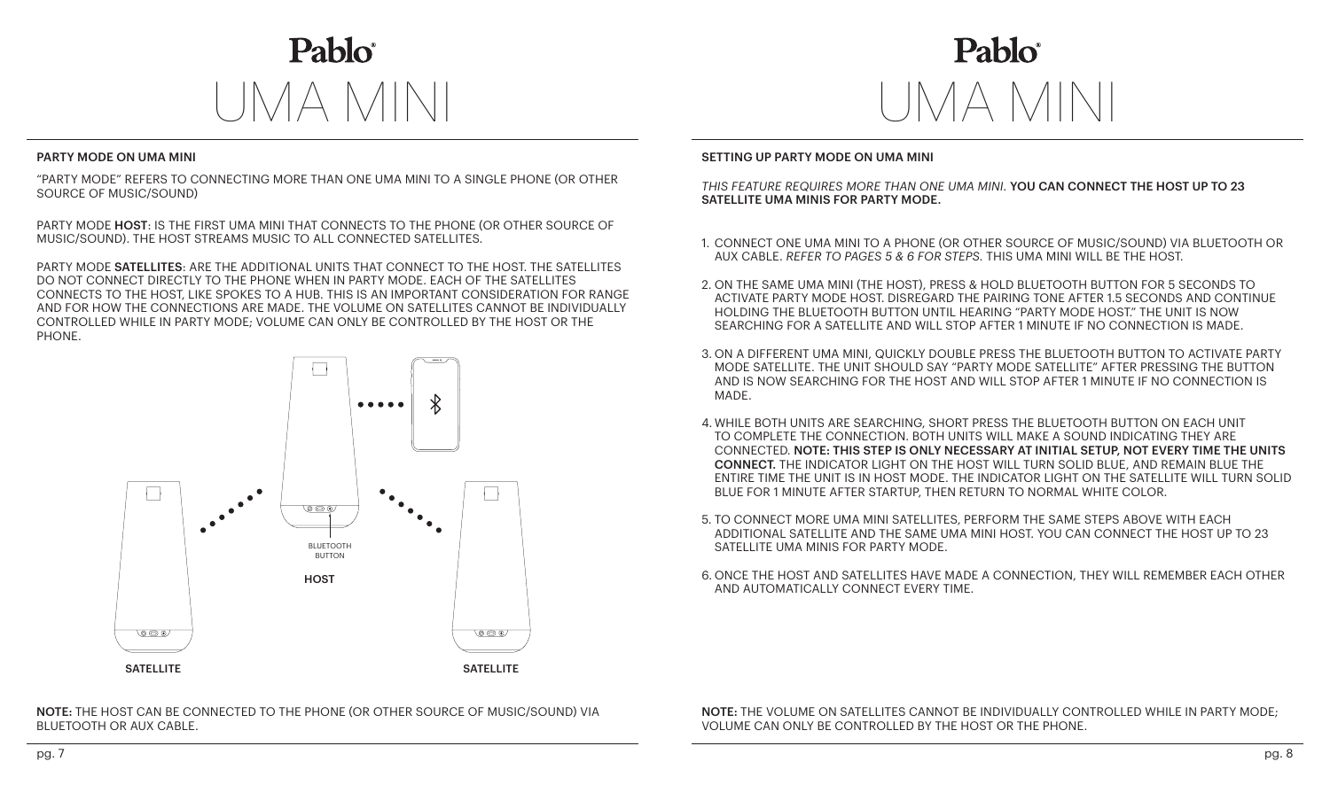# Pablo UMA MINI

## PARTY MODE ON UMA MINI

"PARTY MODE" REFERS TO CONNECTING MORE THAN ONE UMA MINI TO A SINGLE PHONE (OR OTHER SOURCE OF MUSIC/SOUND)

PARTY MODE **HOST**: IS THE FIRST UMA MINI THAT CONNECTS TO THE PHONE (OR OTHER SOURCE OF MUSIC/SOUND). THE HOST STREAMS MUSIC TO ALL CONNECTED SATELLITES.

PARTY MODE **SATELLITES**: ARE THE ADDITIONAL UNITS THAT CONNECT TO THE HOST. THE SATELLITES DO NOT CONNECT DIRECTLY TO THE PHONE WHEN IN PARTY MODE. EACH OF THE SATELLITES CONNECTS TO THE HOST, LIKE SPOKES TO A HUB. THIS IS AN IMPORTANT CONSIDERATION FOR RANGE AND FOR HOW THE CONNECTIONS ARE MADE. THE VOLUME ON SATELLITES CANNOT BE INDIVIDUALLY CONTROLLED WHILE IN PARTY MODE; VOLUME CAN ONLY BE CONTROLLED BY THE HOST OR THE PHONE.

BLUETOOTH BUTTON

**HOST**

**SATELLITE** **SATELLITE**

**NOTE:** THE HOST CAN BE CONNECTED TO THE PHONE (OR OTHER SOURCE OF MUSIC/SOUND) VIA BLUETOOTH OR AUX CABLE.

# Pablo UMA MINI

## SETTING UP PARTY MODE ON UMA MINI

*THIS FEATURE REQUIRES MORE THAN ONE UMA MINI.* **YOU CAN CONNECT THE HOST UP TO 23 SATELLITE UMA MINIS FOR PARTY MODE.**

1. CONNECT ONE UMA MINI TO A PHONE (OR OTHER SOURCE OF MUSIC/SOUND) VIA BLUETOOTH OR AUX CABLE. *REFER TO PAGES 5 & 6 FOR STEPS.* THIS UMA MINI WILL BE THE HOST.
2. ON THE SAME UMA MINI (THE HOST), PRESS & HOLD BLUETOOTH BUTTON FOR 5 SECONDS TO ACTIVATE PARTY MODE HOST. DISREGARD THE PAIRING TONE AFTER 1.5 SECONDS AND CONTINUE HOLDING THE BLUETOOTH BUTTON UNTIL HEARING "PARTY MODE HOST." THE UNIT IS NOW SEARCHING FOR A SATELLITE AND WILL STOP AFTER 1 MINUTE IF NO CONNECTION IS MADE.
3. ON A DIFFERENT UMA MINI, QUICKLY DOUBLE PRESS THE BLUETOOTH BUTTON TO ACTIVATE PARTY MODE SATELLITE. THE UNIT SHOULD SAY "PARTY MODE SATELLITE" AFTER PRESSING THE BUTTON AND IS NOW SEARCHING FOR THE HOST AND WILL STOP AFTER 1 MINUTE IF NO CONNECTION IS MADE.
4. WHILE BOTH UNITS ARE SEARCHING, SHORT PRESS THE BLUETOOTH BUTTON ON EACH UNIT TO COMPLETE THE CONNECTION. BOTH UNITS WILL MAKE A SOUND INDICATING THEY ARE CONNECTED. **NOTE: THIS STEP IS ONLY NECESSARY AT INITIAL SETUP, NOT EVERY TIME THE UNITS CONNECT.** THE INDICATOR LIGHT ON THE HOST WILL TURN SOLID BLUE, AND REMAIN BLUE THE ENTIRE TIME THE UNIT IS IN HOST MODE. THE INDICATOR LIGHT ON THE SATELLITE WILL TURN SOLID BLUE FOR 1 MINUTE AFTER STARTUP, THEN RETURN TO NORMAL WHITE COLOR.
5. TO CONNECT MORE UMA MINI SATELLITES, PERFORM THE SAME STEPS ABOVE WITH EACH ADDITIONAL SATELLITE AND THE SAME UMA MINI HOST. YOU CAN CONNECT THE HOST UP TO 23 SATELLITE UMA MINIS FOR PARTY MODE.
6. ONCE THE HOST AND SATELLITES HAVE MADE A CONNECTION, THEY WILL REMEMBER EACH OTHER AND AUTOMATICALLY CONNECT EVERY TIME.

**NOTE:** THE VOLUME ON SATELLITES CANNOT BE INDIVIDUALLY CONTROLLED WHILE IN PARTY MODE; VOLUME CAN ONLY BE CONTROLLED BY THE HOST OR THE PHONE.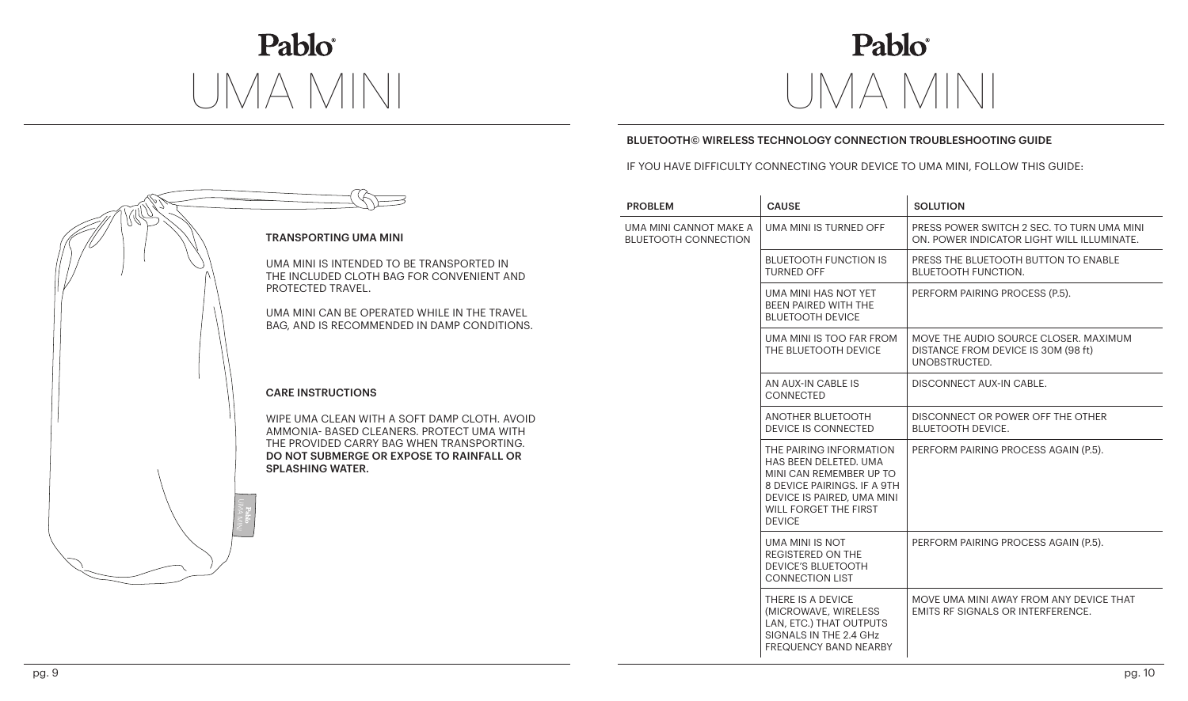# Pablo® UMA MINI

### TRANSPORTING UMA MINI

UMA MINI IS INTENDED TO BE TRANSPORTED IN THE INCLUDED CLOTH BAG FOR CONVENIENT AND PROTECTED TRAVEL.

UMA MINI CAN BE OPERATED WHILE IN THE TRAVEL BAG, AND IS RECOMMENDED IN DAMP CONDITIONS.

### CARE INSTRUCTIONS

WIPE UMA CLEAN WITH A SOFT DAMP CLOTH. AVOID AMMONIA- BASED CLEANERS. PROTECT UMA WITH THE PROVIDED CARRY BAG WHEN TRANSPORTING. **DO NOT SUBMERGE OR EXPOSE TO RAINFALL OR SPLASHING WATER.**

# Pablo® UMA MINI

### BLUETOOTH© WIRELESS TECHNOLOGY CONNECTION TROUBLESHOOTING GUIDE

IF YOU HAVE DIFFICULTY CONNECTING YOUR DEVICE TO UMA MINI, FOLLOW THIS GUIDE:

| PROBLEM | CAUSE | SOLUTION |
| --- | --- | --- |
| UMA MINI CANNOT MAKE A BLUETOOTH CONNECTION | UMA MINI IS TURNED OFF | PRESS POWER SWITCH 2 SEC. TO TURN UMA MINI ON. POWER INDICATOR LIGHT WILL ILLUMINATE. |
| | BLUETOOTH FUNCTION IS TURNED OFF | PRESS THE BLUETOOTH BUTTON TO ENABLE BLUETOOTH FUNCTION. |
| | UMA MINI HAS NOT YET BEEN PAIRED WITH THE BLUETOOTH DEVICE | PERFORM PAIRING PROCESS (P.5). |
| | UMA MINI IS TOO FAR FROM THE BLUETOOTH DEVICE | MOVE THE AUDIO SOURCE CLOSER. MAXIMUM DISTANCE FROM DEVICE IS 30M (98 ft) UNOBSTRUCTED. |
| | AN AUX-IN CABLE IS CONNECTED | DISCONNECT AUX-IN CABLE. |
| | ANOTHER BLUETOOTH DEVICE IS CONNECTED | DISCONNECT OR POWER OFF THE OTHER BLUETOOTH DEVICE. |
| | THE PAIRING INFORMATION HAS BEEN DELETED. UMA MINI CAN REMEMBER UP TO 8 DEVICE PAIRINGS. IF A 9TH DEVICE IS PAIRED, UMA MINI WILL FORGET THE FIRST DEVICE | PERFORM PAIRING PROCESS AGAIN (P.5). |
| | UMA MINI IS NOT REGISTERED ON THE DEVICE'S BLUETOOTH CONNECTION LIST | PERFORM PAIRING PROCESS AGAIN (P.5). |
| | THERE IS A DEVICE (MICROWAVE, WIRELESS LAN, ETC.) THAT OUTPUTS SIGNALS IN THE 2.4 GHz FREQUENCY BAND NEARBY | MOVE UMA MINI AWAY FROM ANY DEVICE THAT EMITS RF SIGNALS OR INTERFERENCE. |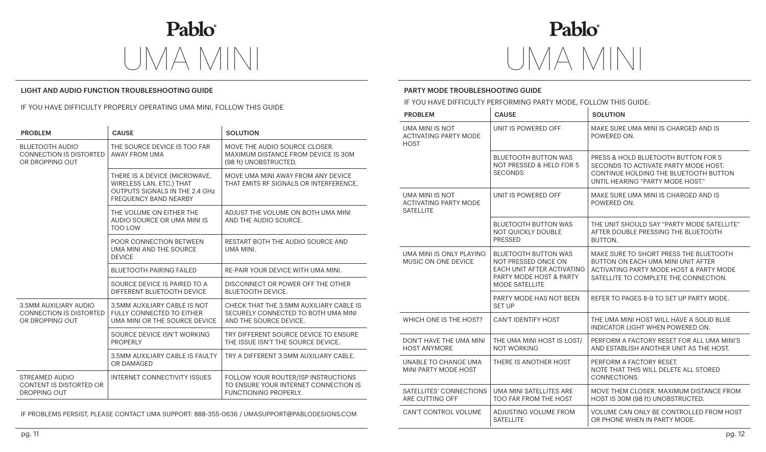# Pablo
## UMA MINI

### LIGHT AND AUDIO FUNCTION TROUBLESHOOTING GUIDE

IF YOU HAVE DIFFICULTY PROPERLY OPERATING UMA MINI, FOLLOW THIS GUIDE

| PROBLEM | CAUSE | SOLUTION |
|---|---|---|
| BLUETOOTH AUDIO CONNECTION IS DISTORTED OR DROPPING OUT | THE SOURCE DEVICE IS TOO FAR AWAY FROM UMA | MOVE THE AUDIO SOURCE CLOSER. MAXIMUM DISTANCE FROM DEVICE IS 30M (98 ft) UNOBSTRUCTED. |
| | THERE IS A DEVICE (MICROWAVE, WIRELESS LAN, ETC.) THAT OUTPUTS SIGNALS IN THE 2.4 GHz FREQUENCY BAND NEARBY | MOVE UMA MINI AWAY FROM ANY DEVICE THAT EMITS RF SIGNALS OR INTERFERENCE. |
| | THE VOLUME ON EITHER THE AUDIO SOURCE OR UMA MINI IS TOO LOW | ADJUST THE VOLUME ON BOTH UMA MINI AND THE AUDIO SOURCE. |
| | POOR CONNECTION BETWEEN UMA MINI AND THE SOURCE DEVICE | RESTART BOTH THE AUDIO SOURCE AND UMA MINI. |
| | BLUETOOTH PAIRING FAILED | RE-PAIR YOUR DEVICE WITH UMA MINI. |
| | SOURCE DEVICE IS PAIRED TO A DIFFERENT BLUETOOTH DEVICE | DISCONNECT OR POWER OFF THE OTHER BLUETOOTH DEVICE. |
| 3.5MM AUXILIARY AUDIO CONNECTION IS DISTORTED OR DROPPING OUT | 3.5MM AUXILIARY CABLE IS NOT FULLY CONNECTED TO EITHER UMA MINI OR THE SOURCE DEVICE | CHECK THAT THE 3.5MM AUXILIARY CABLE IS SECURELY CONNECTED TO BOTH UMA MINI AND THE SOURCE DEVICE. |
| | SOURCE DEVICE ISN'T WORKING PROPERLY | TRY DIFFERENT SOURCE DEVICE TO ENSURE THE ISSUE ISN'T THE SOURCE DEVICE. |
| | 3.5MM AUXILIARY CABLE IS FAULTY OR DAMAGED | TRY A DIFFERENT 3.5MM AUXILIARY CABLE. |
| STREAMED AUDIO CONTENT IS DISTORTED OR DROPPING OUT | INTERNET CONNECTIVITY ISSUES | FOLLOW YOUR ROUTER/ISP INSTRUCTIONS TO ENSURE YOUR INTERNET CONNECTION IS FUNCTIONING PROPERLY. |

IF PROBLEMS PERSIST, PLEASE CONTACT UMA SUPPORT: 888-355-0636 / UMASUPPORT@PABLODESIGNS.COM

# Pablo
## UMA MINI

### PARTY MODE TROUBLESHOOTING GUIDE

IF YOU HAVE DIFFICULTY PERFORMING PARTY MODE, FOLLOW THIS GUIDE:

| PROBLEM | CAUSE | SOLUTION |
|---|---|---|
| UMA MINI IS NOT ACTIVATING PARTY MODE HOST | UNIT IS POWERED OFF | MAKE SURE UMA MINI IS CHARGED AND IS POWERED ON. |
| | BLUETOOTH BUTTON WAS NOT PRESSED & HELD FOR 5 SECONDS | PRESS & HOLD BLUETOOTH BUTTON FOR 5 SECONDS TO ACTIVATE PARTY MODE HOST. CONTINUE HOLDING THE BLUETOOTH BUTTON UNTIL HEARING "PARTY MODE HOST." |
| UMA MINI IS NOT ACTIVATING PARTY MODE SATELLITE | UNIT IS POWERED OFF | MAKE SURE UMA MINI IS CHARGED AND IS POWERED ON. |
| | BLUETOOTH BUTTON WAS NOT QUICKLY DOUBLE PRESSED | THE UNIT SHOULD SAY "PARTY MODE SATELLITE" AFTER DOUBLE PRESSING THE BLUETOOTH BUTTON. |
| UMA MINI IS ONLY PLAYING MUSIC ON ONE DEVICE | BLUETOOTH BUTTON WAS NOT PRESSED ONCE ON EACH UNIT AFTER ACTIVATING PARTY MODE HOST & PARTY MODE SATELLITE | MAKE SURE TO SHORT PRESS THE BLUETOOTH BUTTON ON EACH UMA MINI UNIT AFTER ACTIVATING PARTY MODE HOST & PARTY MODE SATELLITE TO COMPLETE THE CONNECTION. |
| | PARTY MODE HAS NOT BEEN SET UP | REFER TO PAGES 8-9 TO SET UP PARTY MODE. |
| WHICH ONE IS THE HOST? | CAN'T IDENTIFY HOST | THE UMA MINI HOST WILL HAVE A SOLID BLUE INDICATOR LIGHT WHEN POWERED ON. |
| DON'T HAVE THE UMA MINI HOST ANYMORE | THE UMA MINI HOST IS LOST/ NOT WORKING | PERFORM A FACTORY RESET FOR ALL UMA MINI'S AND ESTABLISH ANOTHER UNIT AS THE HOST. |
| UNABLE TO CHANGE UMA MINI PARTY MODE HOST | THERE IS ANOTHER HOST | PERFORM A FACTORY RESET. NOTE THAT THIS WILL DELETE ALL STORED CONNECTIONS. |
| SATELLITES' CONNECTIONS ARE CUTTING OFF | UMA MINI SATELLITES ARE TOO FAR FROM THE HOST | MOVE THEM CLOSER. MAXIMUM DISTANCE FROM HOST IS 30M (98 ft) UNOBSTRUCTED. |
| CAN'T CONTROL VOLUME | ADJUSTING VOLUME FROM SATELLITE | VOLUME CAN ONLY BE CONTROLLED FROM HOST OR PHONE WHEN IN PARTY MODE. |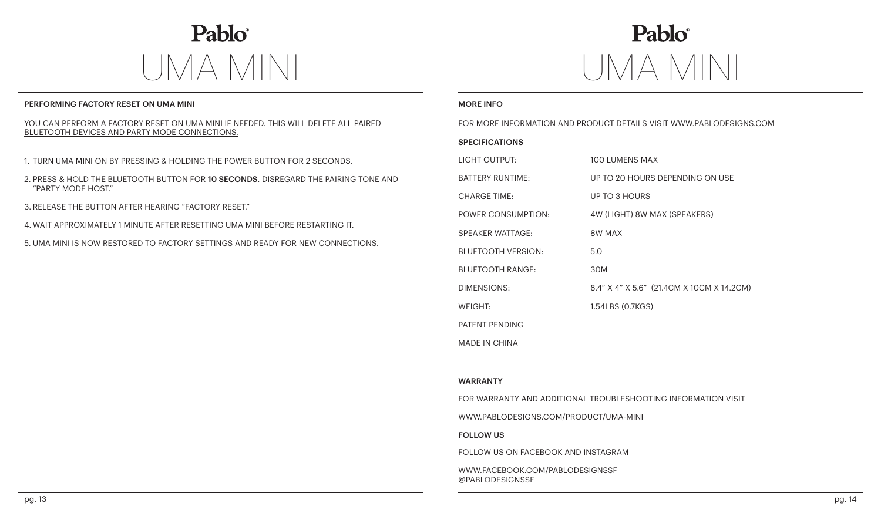# Pablo
# UMA MINI

### PERFORMING FACTORY RESET ON UMA MINI

YOU CAN PERFORM A FACTORY RESET ON UMA MINI IF NEEDED. THIS WILL DELETE ALL PAIRED BLUETOOTH DEVICES AND PARTY MODE CONNECTIONS.

1. TURN UMA MINI ON BY PRESSING & HOLDING THE POWER BUTTON FOR 2 SECONDS.
2. PRESS & HOLD THE BLUETOOTH BUTTON FOR **10 SECONDS**. DISREGARD THE PAIRING TONE AND "PARTY MODE HOST."
3. RELEASE THE BUTTON AFTER HEARING "FACTORY RESET."
4. WAIT APPROXIMATELY 1 MINUTE AFTER RESETTING UMA MINI BEFORE RESTARTING IT.
5. UMA MINI IS NOW RESTORED TO FACTORY SETTINGS AND READY FOR NEW CONNECTIONS.

# Pablo
# UMA MINI

### MORE INFO

FOR MORE INFORMATION AND PRODUCT DETAILS VISIT WWW.PABLODESIGNS.COM

### SPECIFICATIONS

| | |
|---|---|
| LIGHT OUTPUT: | 100 LUMENS MAX |
| BATTERY RUNTIME: | UP TO 20 HOURS DEPENDING ON USE |
| CHARGE TIME: | UP TO 3 HOURS |
| POWER CONSUMPTION: | 4W (LIGHT) 8W MAX (SPEAKERS) |
| SPEAKER WATTAGE: | 8W MAX |
| BLUETOOTH VERSION: | 5.0 |
| BLUETOOTH RANGE: | 30M |
| DIMENSIONS: | 8.4" X 4" X 5.6" (21.4CM X 10CM X 14.2CM) |
| WEIGHT: | 1.54LBS (0.7KGS) |

PATENT PENDING

MADE IN CHINA

### WARRANTY

FOR WARRANTY AND ADDITIONAL TROUBLESHOOTING INFORMATION VISIT

WWW.PABLODESIGNS.COM/PRODUCT/UMA-MINI

### FOLLOW US

FOLLOW US ON FACEBOOK AND INSTAGRAM

WWW.FACEBOOK.COM/PABLODESIGNSSF
@PABLODESIGNSSF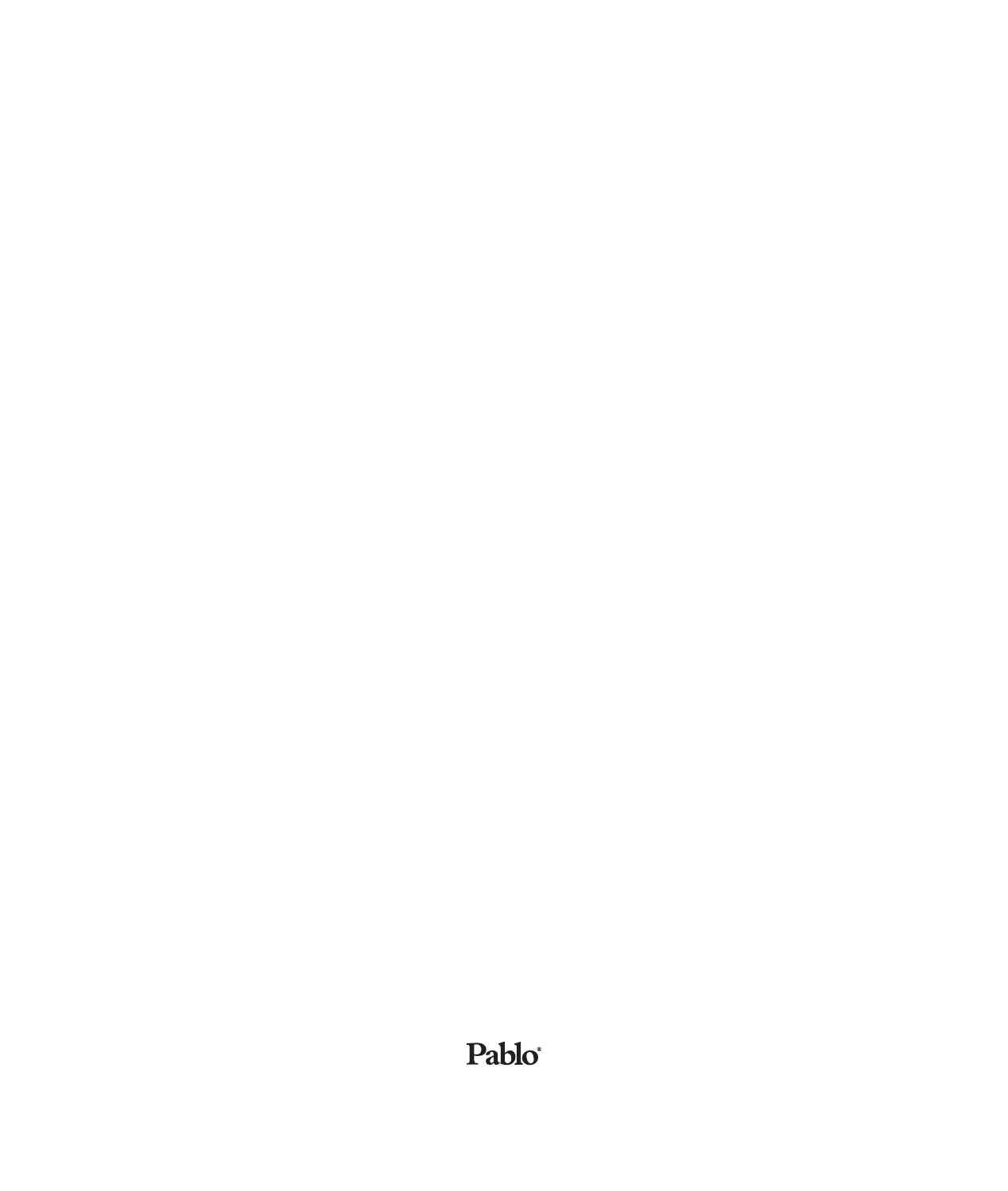Pablo®